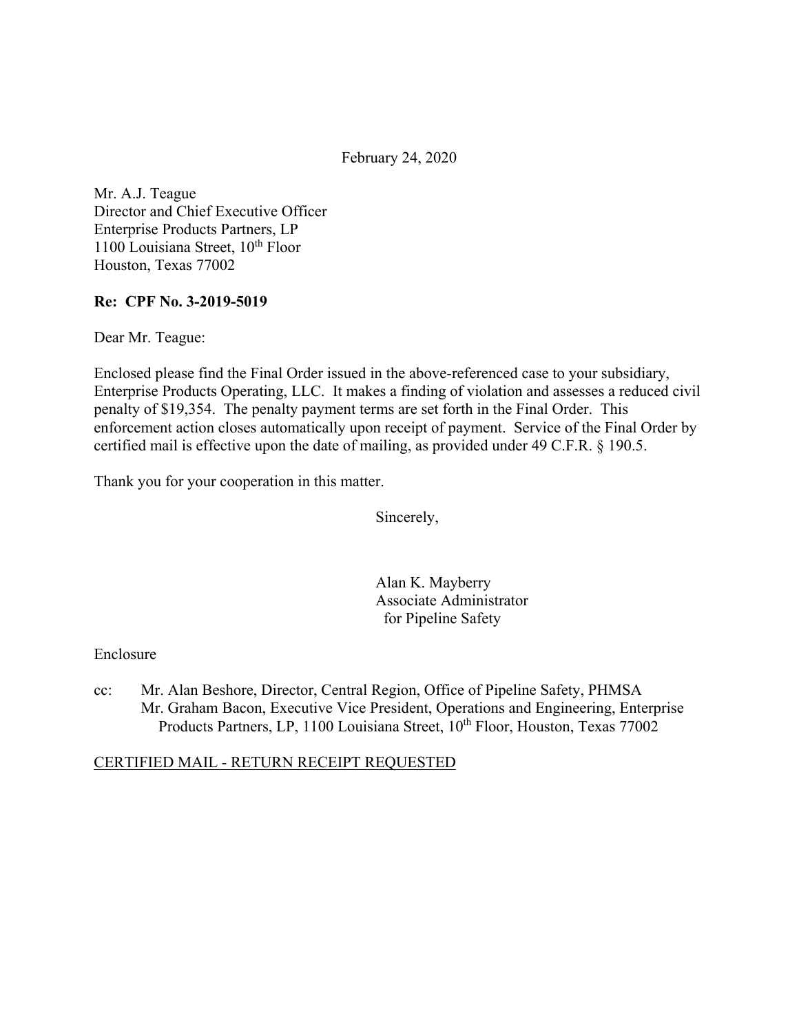February 24, 2020

Mr. A.J. Teague
Director and Chief Executive Officer
Enterprise Products Partners, LP
1100 Louisiana Street, 10th Floor
Houston, Texas 77002

**Re: CPF No. 3-2019-5019**

Dear Mr. Teague:

Enclosed please find the Final Order issued in the above-referenced case to your subsidiary, Enterprise Products Operating, LLC. It makes a finding of violation and assesses a reduced civil penalty of $19,354. The penalty payment terms are set forth in the Final Order. This enforcement action closes automatically upon receipt of payment. Service of the Final Order by certified mail is effective upon the date of mailing, as provided under 49 C.F.R. § 190.5.

Thank you for your cooperation in this matter.

Sincerely,

Alan K. Mayberry
Associate Administrator
for Pipeline Safety

Enclosure

cc: Mr. Alan Beshore, Director, Central Region, Office of Pipeline Safety, PHMSA
Mr. Graham Bacon, Executive Vice President, Operations and Engineering, Enterprise Products Partners, LP, 1100 Louisiana Street, 10th Floor, Houston, Texas 77002

CERTIFIED MAIL - RETURN RECEIPT REQUESTED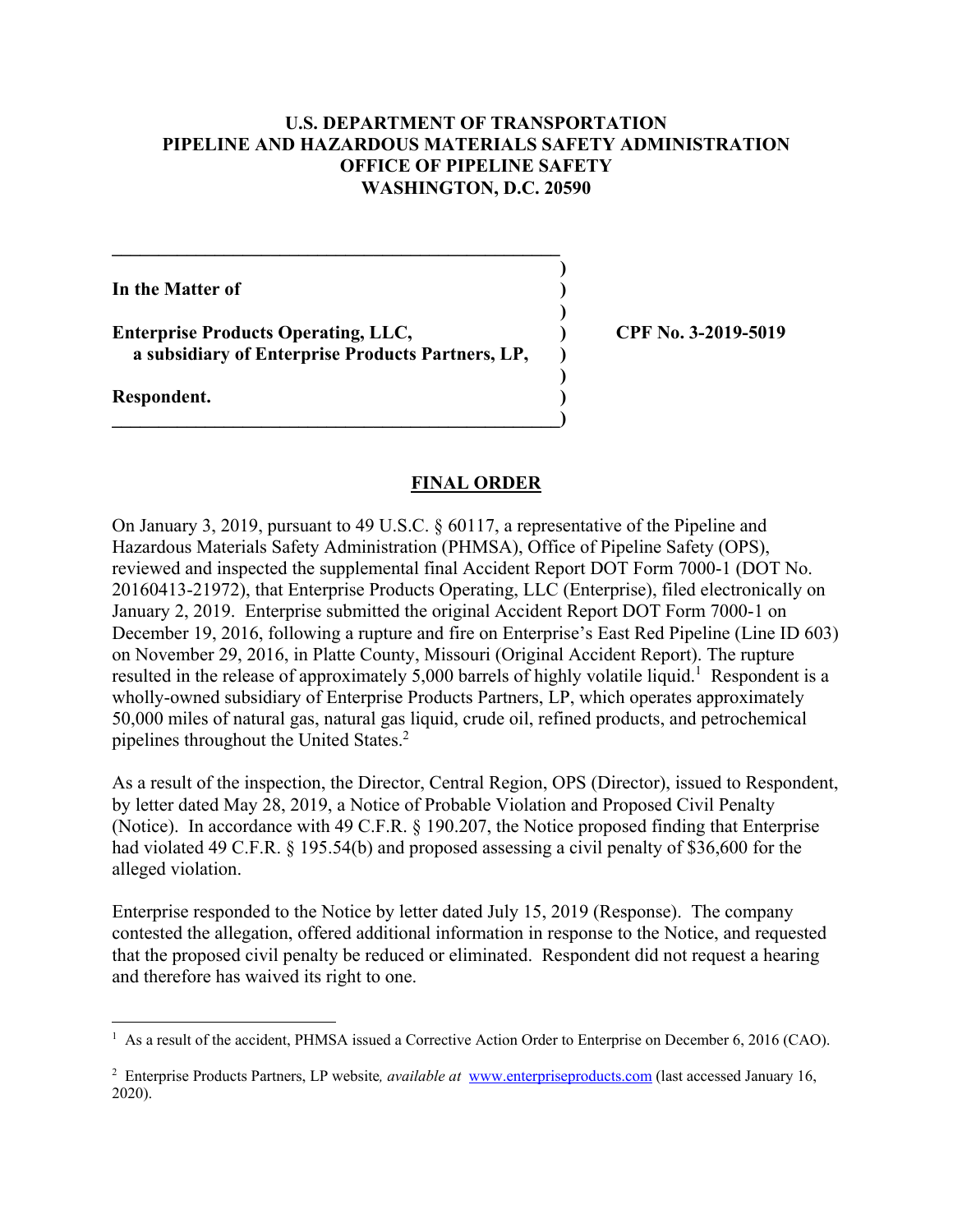**U.S. DEPARTMENT OF TRANSPORTATION**
**PIPELINE AND HAZARDOUS MATERIALS SAFETY ADMINISTRATION**
**OFFICE OF PIPELINE SAFETY**
**WASHINGTON, D.C. 20590**

**In the Matter of**

**Enterprise Products Operating, LLC,**
**a subsidiary of Enterprise Products Partners, LP,**

**Respondent.**

**CPF No. 3-2019-5019**

## FINAL ORDER

On January 3, 2019, pursuant to 49 U.S.C. § 60117, a representative of the Pipeline and Hazardous Materials Safety Administration (PHMSA), Office of Pipeline Safety (OPS), reviewed and inspected the supplemental final Accident Report DOT Form 7000-1 (DOT No. 20160413-21972), that Enterprise Products Operating, LLC (Enterprise), filed electronically on January 2, 2019. Enterprise submitted the original Accident Report DOT Form 7000-1 on December 19, 2016, following a rupture and fire on Enterprise's East Red Pipeline (Line ID 603) on November 29, 2016, in Platte County, Missouri (Original Accident Report). The rupture resulted in the release of approximately 5,000 barrels of highly volatile liquid.[1] Respondent is a wholly-owned subsidiary of Enterprise Products Partners, LP, which operates approximately 50,000 miles of natural gas, natural gas liquid, crude oil, refined products, and petrochemical pipelines throughout the United States.[2]

As a result of the inspection, the Director, Central Region, OPS (Director), issued to Respondent, by letter dated May 28, 2019, a Notice of Probable Violation and Proposed Civil Penalty (Notice). In accordance with 49 C.F.R. § 190.207, the Notice proposed finding that Enterprise had violated 49 C.F.R. § 195.54(b) and proposed assessing a civil penalty of $36,600 for the alleged violation.

Enterprise responded to the Notice by letter dated July 15, 2019 (Response). The company contested the allegation, offered additional information in response to the Notice, and requested that the proposed civil penalty be reduced or eliminated. Respondent did not request a hearing and therefore has waived its right to one.

---

[1] As a result of the accident, PHMSA issued a Corrective Action Order to Enterprise on December 6, 2016 (CAO).

[2] Enterprise Products Partners, LP website, *available at* www.enterpriseproducts.com (last accessed January 16, 2020).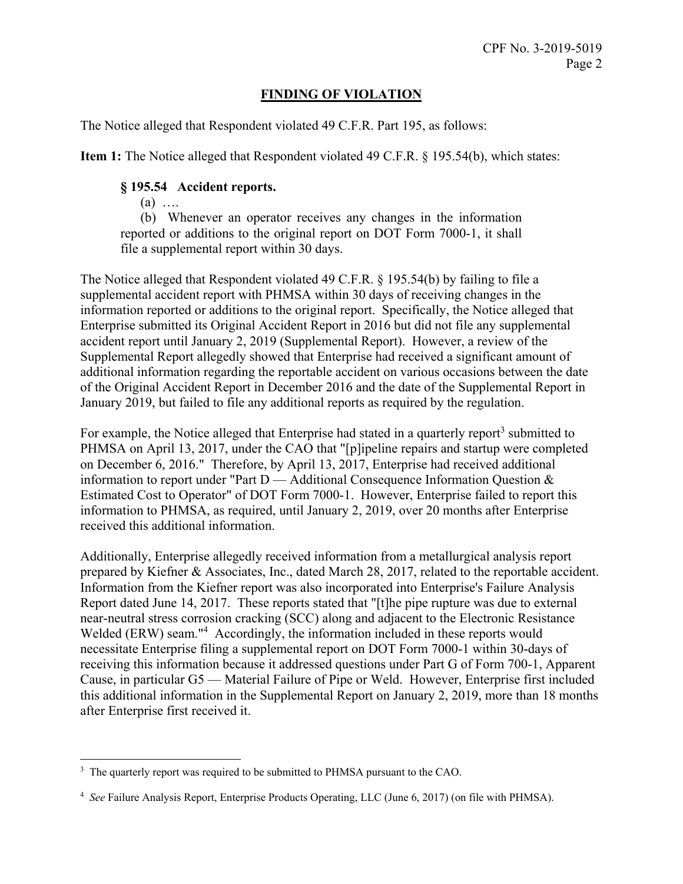## FINDING OF VIOLATION

The Notice alleged that Respondent violated 49 C.F.R. Part 195, as follows:

**Item 1:** The Notice alleged that Respondent violated 49 C.F.R. § 195.54(b), which states:

> **§ 195.54 Accident reports.**
>
> (a) ….
>
> (b) Whenever an operator receives any changes in the information reported or additions to the original report on DOT Form 7000-1, it shall file a supplemental report within 30 days.

The Notice alleged that Respondent violated 49 C.F.R. § 195.54(b) by failing to file a supplemental accident report with PHMSA within 30 days of receiving changes in the information reported or additions to the original report. Specifically, the Notice alleged that Enterprise submitted its Original Accident Report in 2016 but did not file any supplemental accident report until January 2, 2019 (Supplemental Report). However, a review of the Supplemental Report allegedly showed that Enterprise had received a significant amount of additional information regarding the reportable accident on various occasions between the date of the Original Accident Report in December 2016 and the date of the Supplemental Report in January 2019, but failed to file any additional reports as required by the regulation.

For example, the Notice alleged that Enterprise had stated in a quarterly report[3] submitted to PHMSA on April 13, 2017, under the CAO that "[p]ipeline repairs and startup were completed on December 6, 2016." Therefore, by April 13, 2017, Enterprise had received additional information to report under "Part D — Additional Consequence Information Question & Estimated Cost to Operator" of DOT Form 7000-1. However, Enterprise failed to report this information to PHMSA, as required, until January 2, 2019, over 20 months after Enterprise received this additional information.

Additionally, Enterprise allegedly received information from a metallurgical analysis report prepared by Kiefner & Associates, Inc., dated March 28, 2017, related to the reportable accident. Information from the Kiefner report was also incorporated into Enterprise's Failure Analysis Report dated June 14, 2017. These reports stated that "[t]he pipe rupture was due to external near-neutral stress corrosion cracking (SCC) along and adjacent to the Electronic Resistance Welded (ERW) seam."[4] Accordingly, the information included in these reports would necessitate Enterprise filing a supplemental report on DOT Form 7000-1 within 30-days of receiving this information because it addressed questions under Part G of Form 700-1, Apparent Cause, in particular G5 — Material Failure of Pipe or Weld. However, Enterprise first included this additional information in the Supplemental Report on January 2, 2019, more than 18 months after Enterprise first received it.

---

[3] The quarterly report was required to be submitted to PHMSA pursuant to the CAO.

[4] *See* Failure Analysis Report, Enterprise Products Operating, LLC (June 6, 2017) (on file with PHMSA).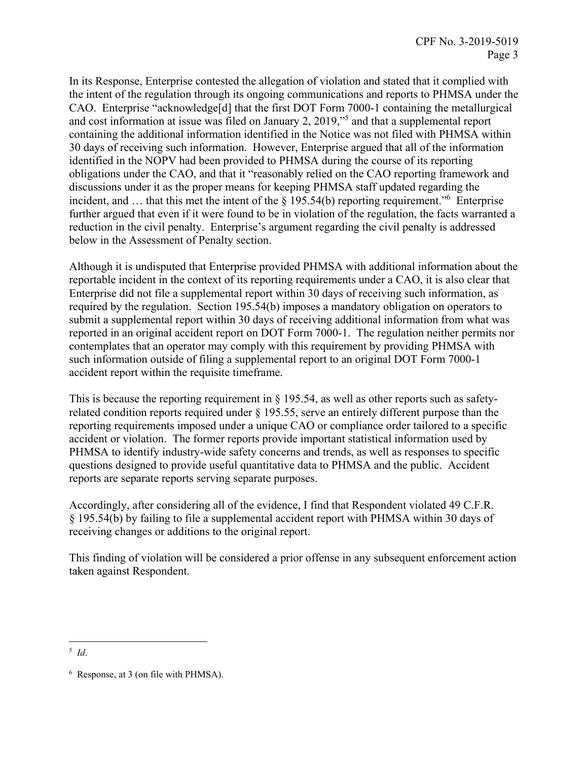In its Response, Enterprise contested the allegation of violation and stated that it complied with the intent of the regulation through its ongoing communications and reports to PHMSA under the CAO. Enterprise "acknowledge[d] that the first DOT Form 7000-1 containing the metallurgical and cost information at issue was filed on January 2, 2019,"[5] and that a supplemental report containing the additional information identified in the Notice was not filed with PHMSA within 30 days of receiving such information. However, Enterprise argued that all of the information identified in the NOPV had been provided to PHMSA during the course of its reporting obligations under the CAO, and that it "reasonably relied on the CAO reporting framework and discussions under it as the proper means for keeping PHMSA staff updated regarding the incident, and … that this met the intent of the § 195.54(b) reporting requirement."[6] Enterprise further argued that even if it were found to be in violation of the regulation, the facts warranted a reduction in the civil penalty. Enterprise's argument regarding the civil penalty is addressed below in the Assessment of Penalty section.

Although it is undisputed that Enterprise provided PHMSA with additional information about the reportable incident in the context of its reporting requirements under a CAO, it is also clear that Enterprise did not file a supplemental report within 30 days of receiving such information, as required by the regulation. Section 195.54(b) imposes a mandatory obligation on operators to submit a supplemental report within 30 days of receiving additional information from what was reported in an original accident report on DOT Form 7000-1. The regulation neither permits nor contemplates that an operator may comply with this requirement by providing PHMSA with such information outside of filing a supplemental report to an original DOT Form 7000-1 accident report within the requisite timeframe.

This is because the reporting requirement in § 195.54, as well as other reports such as safety-related condition reports required under § 195.55, serve an entirely different purpose than the reporting requirements imposed under a unique CAO or compliance order tailored to a specific accident or violation. The former reports provide important statistical information used by PHMSA to identify industry-wide safety concerns and trends, as well as responses to specific questions designed to provide useful quantitative data to PHMSA and the public. Accident reports are separate reports serving separate purposes.

Accordingly, after considering all of the evidence, I find that Respondent violated 49 C.F.R. § 195.54(b) by failing to file a supplemental accident report with PHMSA within 30 days of receiving changes or additions to the original report.

This finding of violation will be considered a prior offense in any subsequent enforcement action taken against Respondent.

---

[5] *Id*.

[6] Response, at 3 (on file with PHMSA).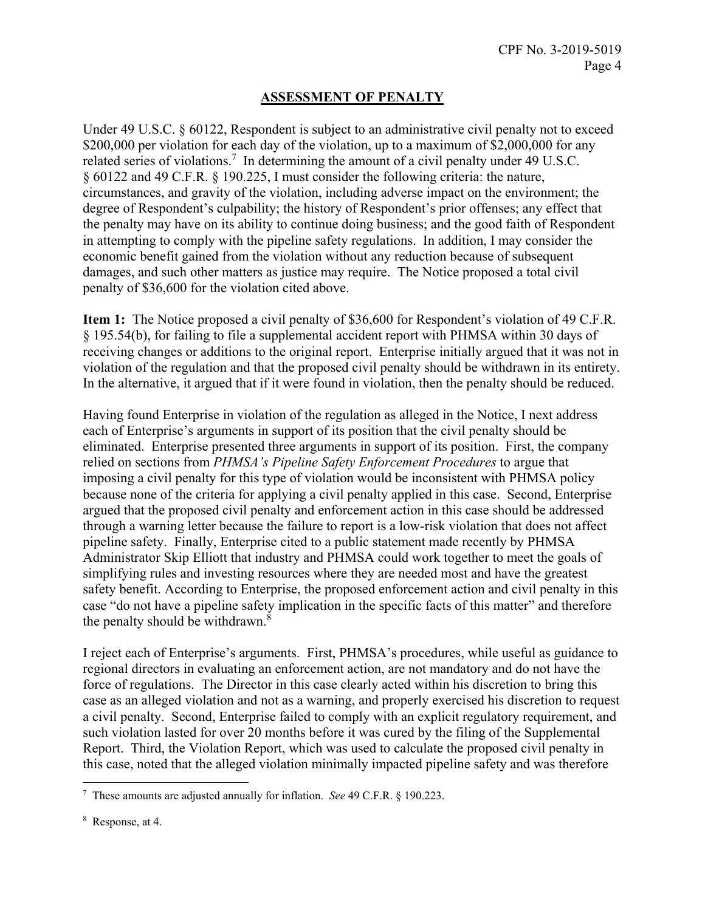## ASSESSMENT OF PENALTY

Under 49 U.S.C. § 60122, Respondent is subject to an administrative civil penalty not to exceed $200,000 per violation for each day of the violation, up to a maximum of $2,000,000 for any related series of violations.[7] In determining the amount of a civil penalty under 49 U.S.C. § 60122 and 49 C.F.R. § 190.225, I must consider the following criteria: the nature, circumstances, and gravity of the violation, including adverse impact on the environment; the degree of Respondent's culpability; the history of Respondent's prior offenses; any effect that the penalty may have on its ability to continue doing business; and the good faith of Respondent in attempting to comply with the pipeline safety regulations. In addition, I may consider the economic benefit gained from the violation without any reduction because of subsequent damages, and such other matters as justice may require. The Notice proposed a total civil penalty of $36,600 for the violation cited above.

**Item 1:** The Notice proposed a civil penalty of $36,600 for Respondent's violation of 49 C.F.R. § 195.54(b), for failing to file a supplemental accident report with PHMSA within 30 days of receiving changes or additions to the original report. Enterprise initially argued that it was not in violation of the regulation and that the proposed civil penalty should be withdrawn in its entirety. In the alternative, it argued that if it were found in violation, then the penalty should be reduced.

Having found Enterprise in violation of the regulation as alleged in the Notice, I next address each of Enterprise's arguments in support of its position that the civil penalty should be eliminated. Enterprise presented three arguments in support of its position. First, the company relied on sections from *PHMSA's Pipeline Safety Enforcement Procedures* to argue that imposing a civil penalty for this type of violation would be inconsistent with PHMSA policy because none of the criteria for applying a civil penalty applied in this case. Second, Enterprise argued that the proposed civil penalty and enforcement action in this case should be addressed through a warning letter because the failure to report is a low-risk violation that does not affect pipeline safety. Finally, Enterprise cited to a public statement made recently by PHMSA Administrator Skip Elliott that industry and PHMSA could work together to meet the goals of simplifying rules and investing resources where they are needed most and have the greatest safety benefit. According to Enterprise, the proposed enforcement action and civil penalty in this case "do not have a pipeline safety implication in the specific facts of this matter" and therefore the penalty should be withdrawn.[8]

I reject each of Enterprise's arguments. First, PHMSA's procedures, while useful as guidance to regional directors in evaluating an enforcement action, are not mandatory and do not have the force of regulations. The Director in this case clearly acted within his discretion to bring this case as an alleged violation and not as a warning, and properly exercised his discretion to request a civil penalty. Second, Enterprise failed to comply with an explicit regulatory requirement, and such violation lasted for over 20 months before it was cured by the filing of the Supplemental Report. Third, the Violation Report, which was used to calculate the proposed civil penalty in this case, noted that the alleged violation minimally impacted pipeline safety and was therefore

---

[7] These amounts are adjusted annually for inflation. *See* 49 C.F.R. § 190.223.

[8] Response, at 4.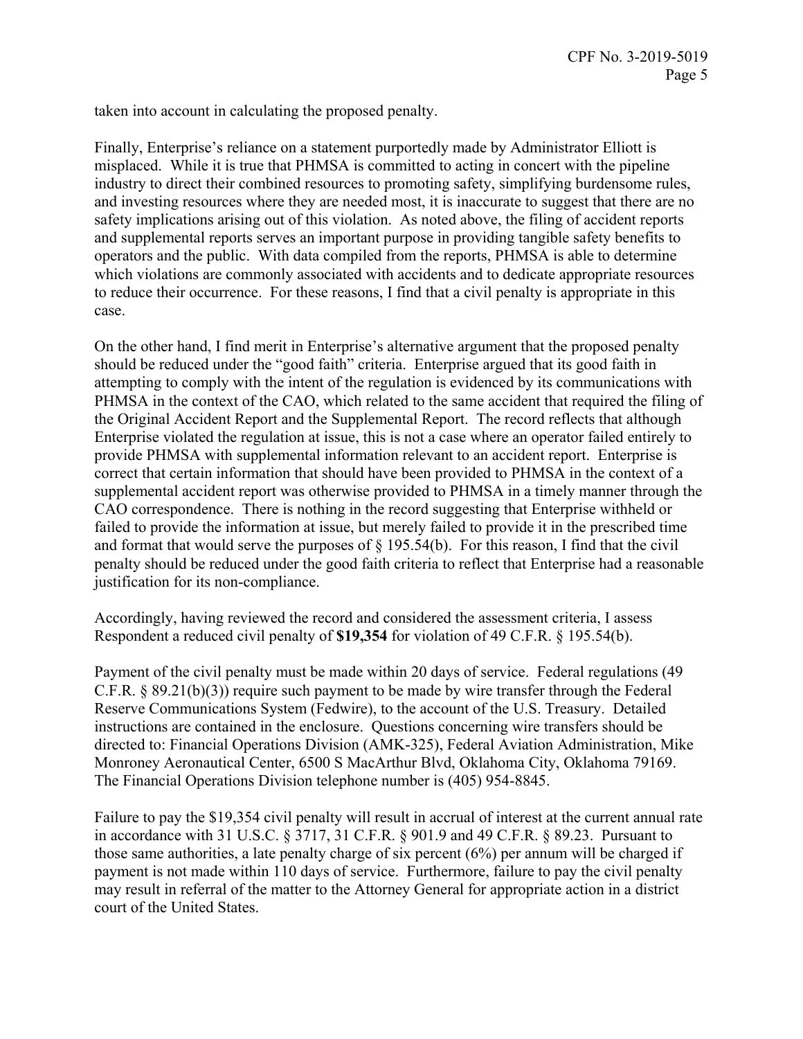taken into account in calculating the proposed penalty.

Finally, Enterprise's reliance on a statement purportedly made by Administrator Elliott is misplaced. While it is true that PHMSA is committed to acting in concert with the pipeline industry to direct their combined resources to promoting safety, simplifying burdensome rules, and investing resources where they are needed most, it is inaccurate to suggest that there are no safety implications arising out of this violation. As noted above, the filing of accident reports and supplemental reports serves an important purpose in providing tangible safety benefits to operators and the public. With data compiled from the reports, PHMSA is able to determine which violations are commonly associated with accidents and to dedicate appropriate resources to reduce their occurrence. For these reasons, I find that a civil penalty is appropriate in this case.

On the other hand, I find merit in Enterprise's alternative argument that the proposed penalty should be reduced under the "good faith" criteria. Enterprise argued that its good faith in attempting to comply with the intent of the regulation is evidenced by its communications with PHMSA in the context of the CAO, which related to the same accident that required the filing of the Original Accident Report and the Supplemental Report. The record reflects that although Enterprise violated the regulation at issue, this is not a case where an operator failed entirely to provide PHMSA with supplemental information relevant to an accident report. Enterprise is correct that certain information that should have been provided to PHMSA in the context of a supplemental accident report was otherwise provided to PHMSA in a timely manner through the CAO correspondence. There is nothing in the record suggesting that Enterprise withheld or failed to provide the information at issue, but merely failed to provide it in the prescribed time and format that would serve the purposes of § 195.54(b). For this reason, I find that the civil penalty should be reduced under the good faith criteria to reflect that Enterprise had a reasonable justification for its non-compliance.

Accordingly, having reviewed the record and considered the assessment criteria, I assess Respondent a reduced civil penalty of **$19,354** for violation of 49 C.F.R. § 195.54(b).

Payment of the civil penalty must be made within 20 days of service. Federal regulations (49 C.F.R. § 89.21(b)(3)) require such payment to be made by wire transfer through the Federal Reserve Communications System (Fedwire), to the account of the U.S. Treasury. Detailed instructions are contained in the enclosure. Questions concerning wire transfers should be directed to: Financial Operations Division (AMK-325), Federal Aviation Administration, Mike Monroney Aeronautical Center, 6500 S MacArthur Blvd, Oklahoma City, Oklahoma 79169. The Financial Operations Division telephone number is (405) 954-8845.

Failure to pay the $19,354 civil penalty will result in accrual of interest at the current annual rate in accordance with 31 U.S.C. § 3717, 31 C.F.R. § 901.9 and 49 C.F.R. § 89.23. Pursuant to those same authorities, a late penalty charge of six percent (6%) per annum will be charged if payment is not made within 110 days of service. Furthermore, failure to pay the civil penalty may result in referral of the matter to the Attorney General for appropriate action in a district court of the United States.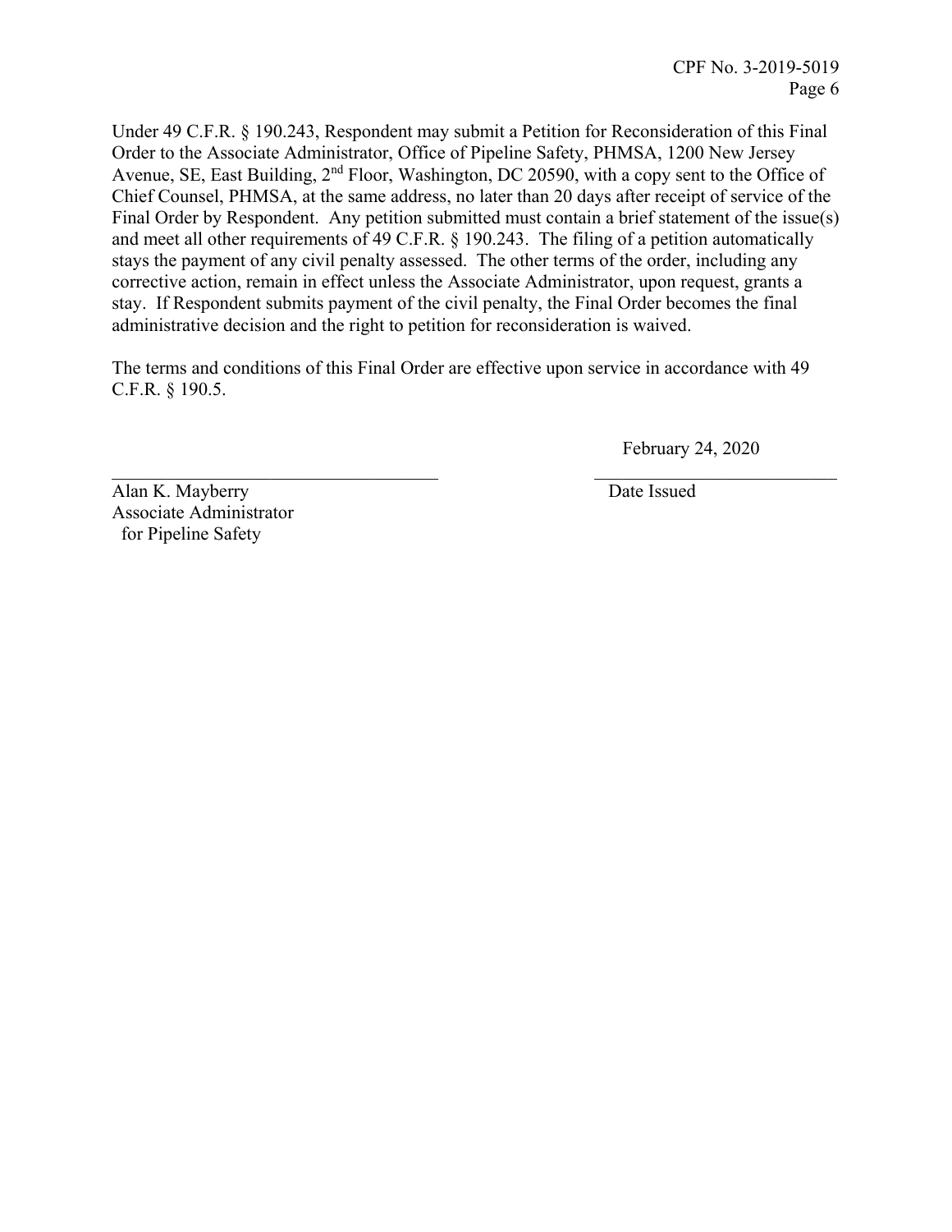Under 49 C.F.R. § 190.243, Respondent may submit a Petition for Reconsideration of this Final Order to the Associate Administrator, Office of Pipeline Safety, PHMSA, 1200 New Jersey Avenue, SE, East Building, 2nd Floor, Washington, DC 20590, with a copy sent to the Office of Chief Counsel, PHMSA, at the same address, no later than 20 days after receipt of service of the Final Order by Respondent. Any petition submitted must contain a brief statement of the issue(s) and meet all other requirements of 49 C.F.R. § 190.243. The filing of a petition automatically stays the payment of any civil penalty assessed. The other terms of the order, including any corrective action, remain in effect unless the Associate Administrator, upon request, grants a stay. If Respondent submits payment of the civil penalty, the Final Order becomes the final administrative decision and the right to petition for reconsideration is waived.

The terms and conditions of this Final Order are effective upon service in accordance with 49 C.F.R. § 190.5.

| | |
|---|---|
| \_\_\_\_\_\_\_\_\_\_\_\_\_\_\_\_\_\_\_\_\_\_\_\_\_\_\_\_\_\_\_\_\_\_\_ | February 24, 2020 |
| Alan K. Mayberry<br>Associate Administrator<br>for Pipeline Safety | Date Issued |